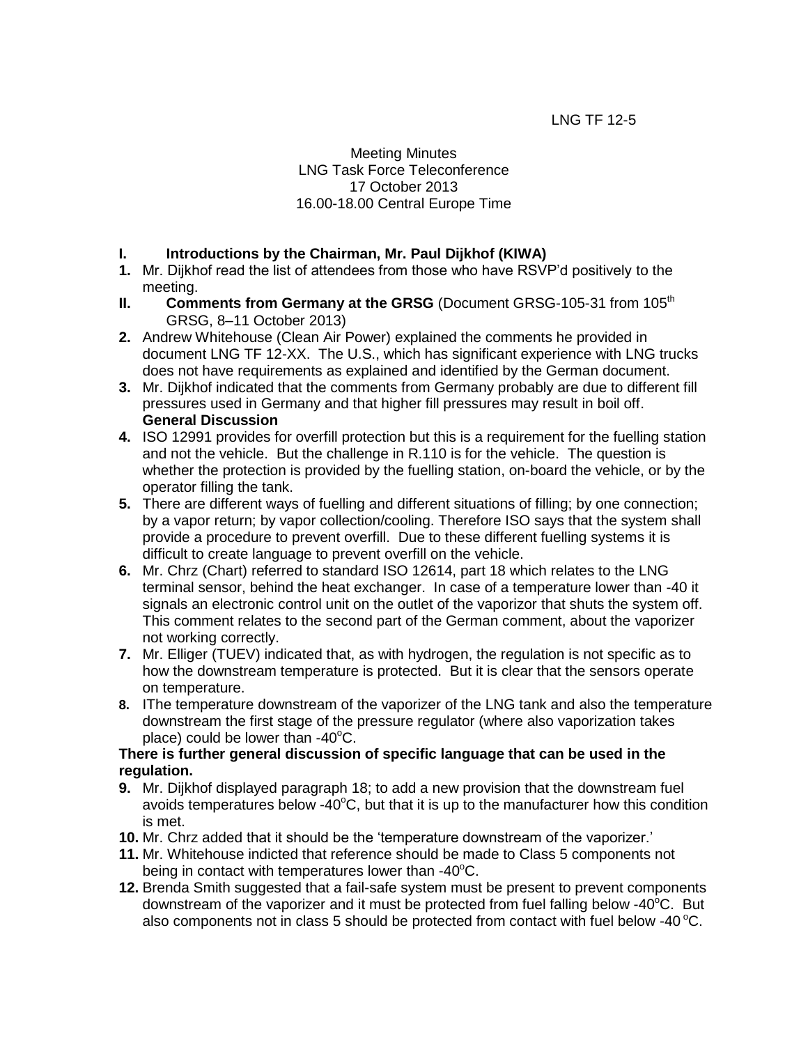LNG TF 12-5

Meeting Minutes
LNG Task Force Teleconference
17 October 2013
16.00-18.00 Central Europe Time

**I. Introductions by the Chairman, Mr. Paul Dijkhof (KIWA)**

**1.** Mr. Dijkhof read the list of attendees from those who have RSVP'd positively to the meeting.

**II. Comments from Germany at the GRSG** (Document GRSG-105-31 from 105th GRSG, 8–11 October 2013)

**2.** Andrew Whitehouse (Clean Air Power) explained the comments he provided in document LNG TF 12-XX. The U.S., which has significant experience with LNG trucks does not have requirements as explained and identified by the German document.

**3.** Mr. Dijkhof indicated that the comments from Germany probably are due to different fill pressures used in Germany and that higher fill pressures may result in boil off.

**General Discussion**

**4.** ISO 12991 provides for overfill protection but this is a requirement for the fuelling station and not the vehicle. But the challenge in R.110 is for the vehicle. The question is whether the protection is provided by the fuelling station, on-board the vehicle, or by the operator filling the tank.

**5.** There are different ways of fuelling and different situations of filling; by one connection; by a vapor return; by vapor collection/cooling. Therefore ISO says that the system shall provide a procedure to prevent overfill. Due to these different fuelling systems it is difficult to create language to prevent overfill on the vehicle.

**6.** Mr. Chrz (Chart) referred to standard ISO 12614, part 18 which relates to the LNG terminal sensor, behind the heat exchanger. In case of a temperature lower than -40 it signals an electronic control unit on the outlet of the vaporizor that shuts the system off. This comment relates to the second part of the German comment, about the vaporizer not working correctly.

**7.** Mr. Elliger (TUEV) indicated that, as with hydrogen, the regulation is not specific as to how the downstream temperature is protected. But it is clear that the sensors operate on temperature.

**8.** IThe temperature downstream of the vaporizer of the LNG tank and also the temperature downstream the first stage of the pressure regulator (where also vaporization takes place) could be lower than -40°C.

**There is further general discussion of specific language that can be used in the regulation.**

**9.** Mr. Dijkhof displayed paragraph 18; to add a new provision that the downstream fuel avoids temperatures below -40°C, but that it is up to the manufacturer how this condition is met.

**10.** Mr. Chrz added that it should be the 'temperature downstream of the vaporizer.'

**11.** Mr. Whitehouse indicted that reference should be made to Class 5 components not being in contact with temperatures lower than -40°C.

**12.** Brenda Smith suggested that a fail-safe system must be present to prevent components downstream of the vaporizer and it must be protected from fuel falling below -40°C. But also components not in class 5 should be protected from contact with fuel below -40 °C.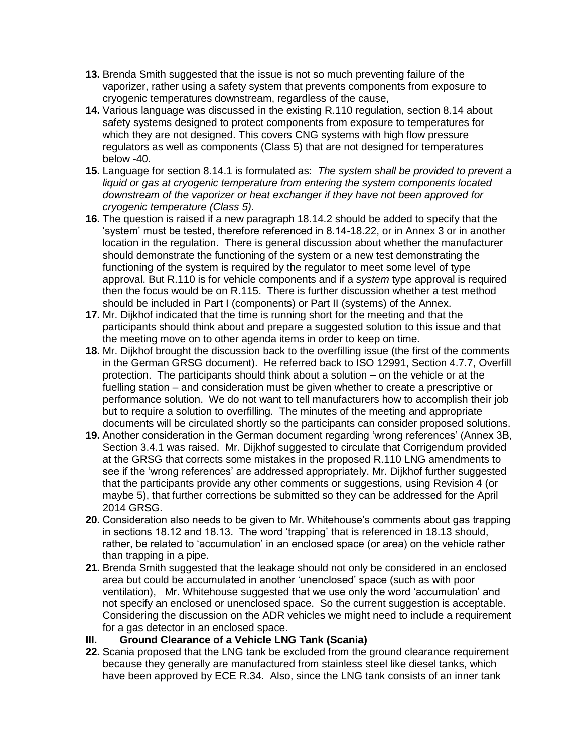**13.** Brenda Smith suggested that the issue is not so much preventing failure of the vaporizer, rather using a safety system that prevents components from exposure to cryogenic temperatures downstream, regardless of the cause,

**14.** Various language was discussed in the existing R.110 regulation, section 8.14 about safety systems designed to protect components from exposure to temperatures for which they are not designed. This covers CNG systems with high flow pressure regulators as well as components (Class 5) that are not designed for temperatures below -40.

**15.** Language for section 8.14.1 is formulated as: *The system shall be provided to prevent a liquid or gas at cryogenic temperature from entering the system components located downstream of the vaporizer or heat exchanger if they have not been approved for cryogenic temperature (Class 5).*

**16.** The question is raised if a new paragraph 18.14.2 should be added to specify that the 'system' must be tested, therefore referenced in 8.14-18.22, or in Annex 3 or in another location in the regulation. There is general discussion about whether the manufacturer should demonstrate the functioning of the system or a new test demonstrating the functioning of the system is required by the regulator to meet some level of type approval. But R.110 is for vehicle components and if a *system* type approval is required then the focus would be on R.115. There is further discussion whether a test method should be included in Part I (components) or Part II (systems) of the Annex.

**17.** Mr. Dijkhof indicated that the time is running short for the meeting and that the participants should think about and prepare a suggested solution to this issue and that the meeting move on to other agenda items in order to keep on time.

**18.** Mr. Dijkhof brought the discussion back to the overfilling issue (the first of the comments in the German GRSG document). He referred back to ISO 12991, Section 4.7.7, Overfill protection. The participants should think about a solution – on the vehicle or at the fuelling station – and consideration must be given whether to create a prescriptive or performance solution. We do not want to tell manufacturers how to accomplish their job but to require a solution to overfilling. The minutes of the meeting and appropriate documents will be circulated shortly so the participants can consider proposed solutions.

**19.** Another consideration in the German document regarding 'wrong references' (Annex 3B, Section 3.4.1 was raised. Mr. Dijkhof suggested to circulate that Corrigendum provided at the GRSG that corrects some mistakes in the proposed R.110 LNG amendments to see if the 'wrong references' are addressed appropriately. Mr. Dijkhof further suggested that the participants provide any other comments or suggestions, using Revision 4 (or maybe 5), that further corrections be submitted so they can be addressed for the April 2014 GRSG.

**20.** Consideration also needs to be given to Mr. Whitehouse's comments about gas trapping in sections 18.12 and 18.13. The word 'trapping' that is referenced in 18.13 should, rather, be related to 'accumulation' in an enclosed space (or area) on the vehicle rather than trapping in a pipe.

**21.** Brenda Smith suggested that the leakage should not only be considered in an enclosed area but could be accumulated in another 'unenclosed' space (such as with poor ventilation), Mr. Whitehouse suggested that we use only the word 'accumulation' and not specify an enclosed or unenclosed space. So the current suggestion is acceptable. Considering the discussion on the ADR vehicles we might need to include a requirement for a gas detector in an enclosed space.

## III. Ground Clearance of a Vehicle LNG Tank (Scania)

**22.** Scania proposed that the LNG tank be excluded from the ground clearance requirement because they generally are manufactured from stainless steel like diesel tanks, which have been approved by ECE R.34. Also, since the LNG tank consists of an inner tank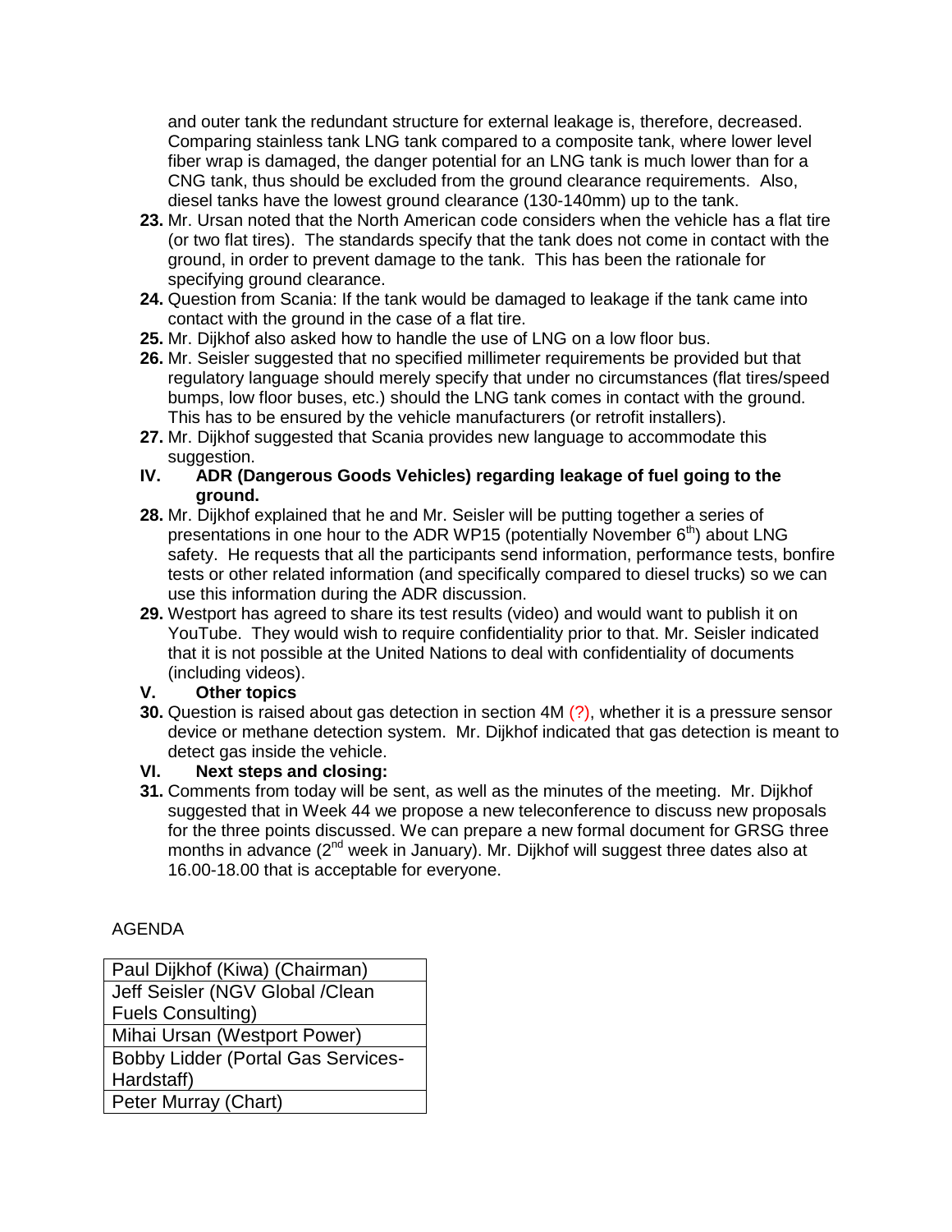and outer tank the redundant structure for external leakage is, therefore, decreased. Comparing stainless tank LNG tank compared to a composite tank, where lower level fiber wrap is damaged, the danger potential for an LNG tank is much lower than for a CNG tank, thus should be excluded from the ground clearance requirements. Also, diesel tanks have the lowest ground clearance (130-140mm) up to the tank.

**23.** Mr. Ursan noted that the North American code considers when the vehicle has a flat tire (or two flat tires). The standards specify that the tank does not come in contact with the ground, in order to prevent damage to the tank. This has been the rationale for specifying ground clearance.

**24.** Question from Scania: If the tank would be damaged to leakage if the tank came into contact with the ground in the case of a flat tire.

**25.** Mr. Dijkhof also asked how to handle the use of LNG on a low floor bus.

**26.** Mr. Seisler suggested that no specified millimeter requirements be provided but that regulatory language should merely specify that under no circumstances (flat tires/speed bumps, low floor buses, etc.) should the LNG tank comes in contact with the ground. This has to be ensured by the vehicle manufacturers (or retrofit installers).

**27.** Mr. Dijkhof suggested that Scania provides new language to accommodate this suggestion.

## IV. ADR (Dangerous Goods Vehicles) regarding leakage of fuel going to the ground.

**28.** Mr. Dijkhof explained that he and Mr. Seisler will be putting together a series of presentations in one hour to the ADR WP15 (potentially November 6th) about LNG safety. He requests that all the participants send information, performance tests, bonfire tests or other related information (and specifically compared to diesel trucks) so we can use this information during the ADR discussion.

**29.** Westport has agreed to share its test results (video) and would want to publish it on YouTube. They would wish to require confidentiality prior to that. Mr. Seisler indicated that it is not possible at the United Nations to deal with confidentiality of documents (including videos).

## V. Other topics

**30.** Question is raised about gas detection in section 4M (?), whether it is a pressure sensor device or methane detection system. Mr. Dijkhof indicated that gas detection is meant to detect gas inside the vehicle.

## VI. Next steps and closing:

**31.** Comments from today will be sent, as well as the minutes of the meeting. Mr. Dijkhof suggested that in Week 44 we propose a new teleconference to discuss new proposals for the three points discussed. We can prepare a new formal document for GRSG three months in advance (2nd week in January). Mr. Dijkhof will suggest three dates also at 16.00-18.00 that is acceptable for everyone.

AGENDA

| Paul Dijkhof (Kiwa) (Chairman) |
|---|
| Jeff Seisler (NGV Global /Clean Fuels Consulting) |
| Mihai Ursan (Westport Power) |
| Bobby Lidder (Portal Gas Services-Hardstaff) |
| Peter Murray (Chart) |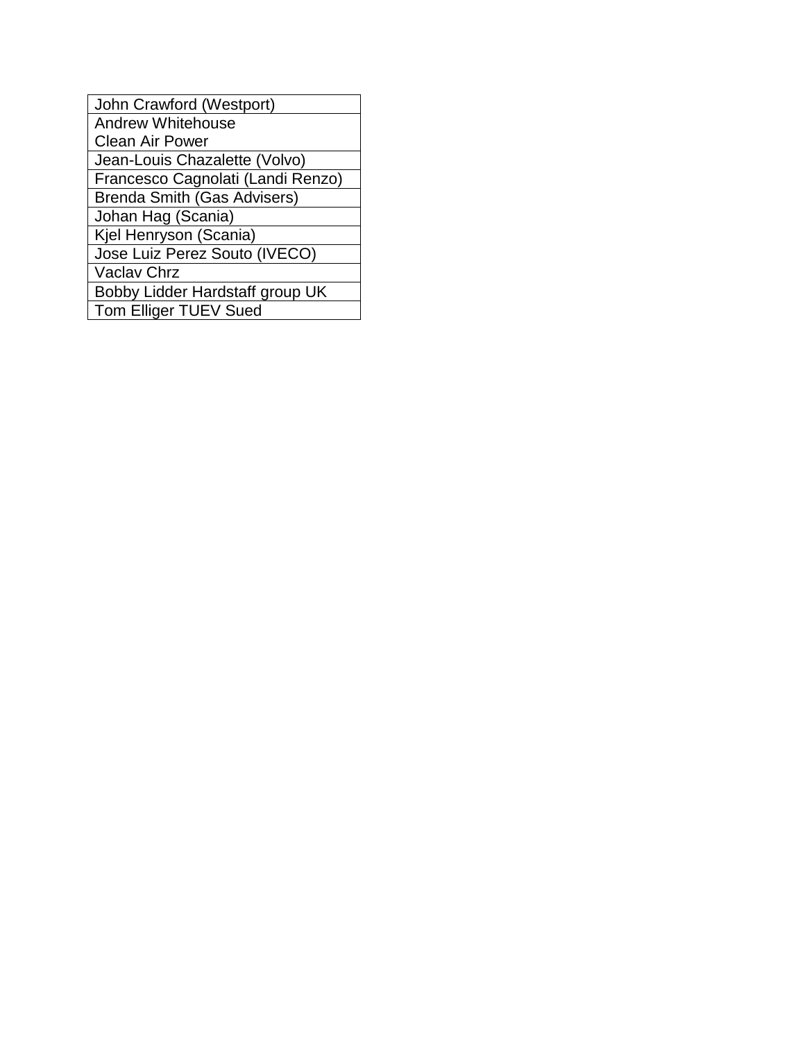| |
|---|
| John Crawford (Westport) |
| Andrew Whitehouse<br>Clean Air Power |
| Jean-Louis Chazalette (Volvo) |
| Francesco Cagnolati (Landi Renzo) |
| Brenda Smith (Gas Advisers) |
| Johan Hag (Scania) |
| Kjel Henryson (Scania) |
| Jose Luiz Perez Souto (IVECO) |
| Vaclav Chrz |
| Bobby Lidder Hardstaff group UK |
| Tom Elliger TUEV Sued |